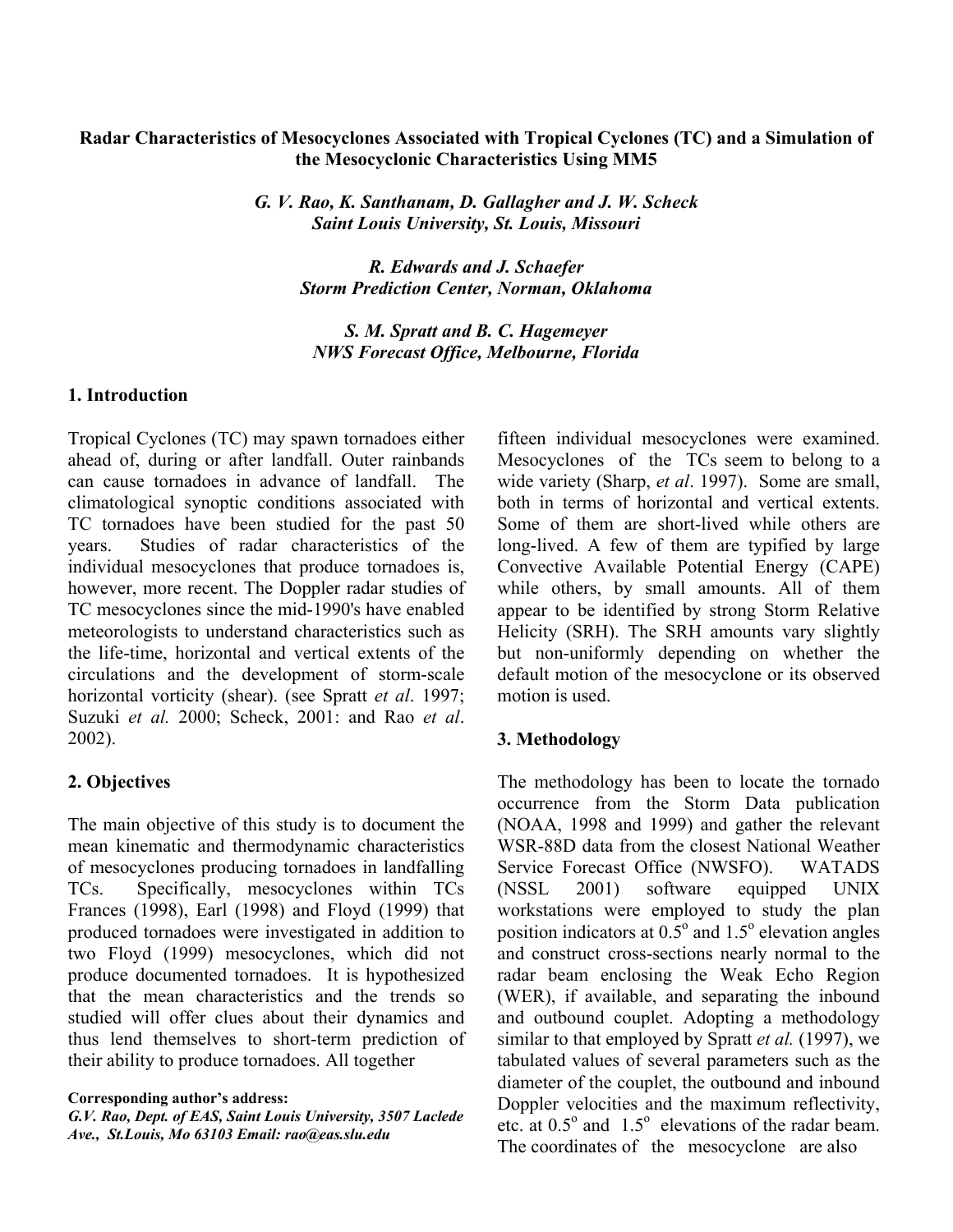# Radar Characteristics of Mesocyclones Associated with Tropical Cyclones (TC) and a Simulation of the Mesocyclonic Characteristics Using MM5

***G. V. Rao, K. Santhanam, D. Gallagher and J. W. Scheck***
***Saint Louis University, St. Louis, Missouri***

***R. Edwards and J. Schaefer***
***Storm Prediction Center, Norman, Oklahoma***

***S. M. Spratt and B. C. Hagemeyer***
***NWS Forecast Office, Melbourne, Florida***

## 1. Introduction

Tropical Cyclones (TC) may spawn tornadoes either ahead of, during or after landfall. Outer rainbands can cause tornadoes in advance of landfall. The climatological synoptic conditions associated with TC tornadoes have been studied for the past 50 years. Studies of radar characteristics of the individual mesocyclones that produce tornadoes is, however, more recent. The Doppler radar studies of TC mesocyclones since the mid-1990's have enabled meteorologists to understand characteristics such as the life-time, horizontal and vertical extents of the circulations and the development of storm-scale horizontal vorticity (shear). (see Spratt *et al*. 1997; Suzuki *et al.* 2000; Scheck, 2001: and Rao *et al*. 2002).

## 2. Objectives

The main objective of this study is to document the mean kinematic and thermodynamic characteristics of mesocyclones producing tornadoes in landfalling TCs. Specifically, mesocyclones within TCs Frances (1998), Earl (1998) and Floyd (1999) that produced tornadoes were investigated in addition to two Floyd (1999) mesocyclones, which did not produce documented tornadoes. It is hypothesized that the mean characteristics and the trends so studied will offer clues about their dynamics and thus lend themselves to short-term prediction of their ability to produce tornadoes. All together fifteen individual mesocyclones were examined. Mesocyclones of the TCs seem to belong to a wide variety (Sharp, *et al*. 1997). Some are small, both in terms of horizontal and vertical extents. Some of them are short-lived while others are long-lived. A few of them are typified by large Convective Available Potential Energy (CAPE) while others, by small amounts. All of them appear to be identified by strong Storm Relative Helicity (SRH). The SRH amounts vary slightly but non-uniformly depending on whether the default motion of the mesocyclone or its observed motion is used.

## 3. Methodology

The methodology has been to locate the tornado occurrence from the Storm Data publication (NOAA, 1998 and 1999) and gather the relevant WSR-88D data from the closest National Weather Service Forecast Office (NWSFO). WATADS (NSSL 2001) software equipped UNIX workstations were employed to study the plan position indicators at $0.5^{o}$ and $1.5^{o}$ elevation angles and construct cross-sections nearly normal to the radar beam enclosing the Weak Echo Region (WER), if available, and separating the inbound and outbound couplet. Adopting a methodology similar to that employed by Spratt *et al.* (1997), we tabulated values of several parameters such as the diameter of the couplet, the outbound and inbound Doppler velocities and the maximum reflectivity, etc. at $0.5^{o}$ and $1.5^{o}$ elevations of the radar beam. The coordinates of the mesocyclone are also

**Corresponding author's address:**
*G.V. Rao, Dept. of EAS, Saint Louis University, 3507 Laclede Ave., St.Louis, Mo 63103 Email: rao@eas.slu.edu*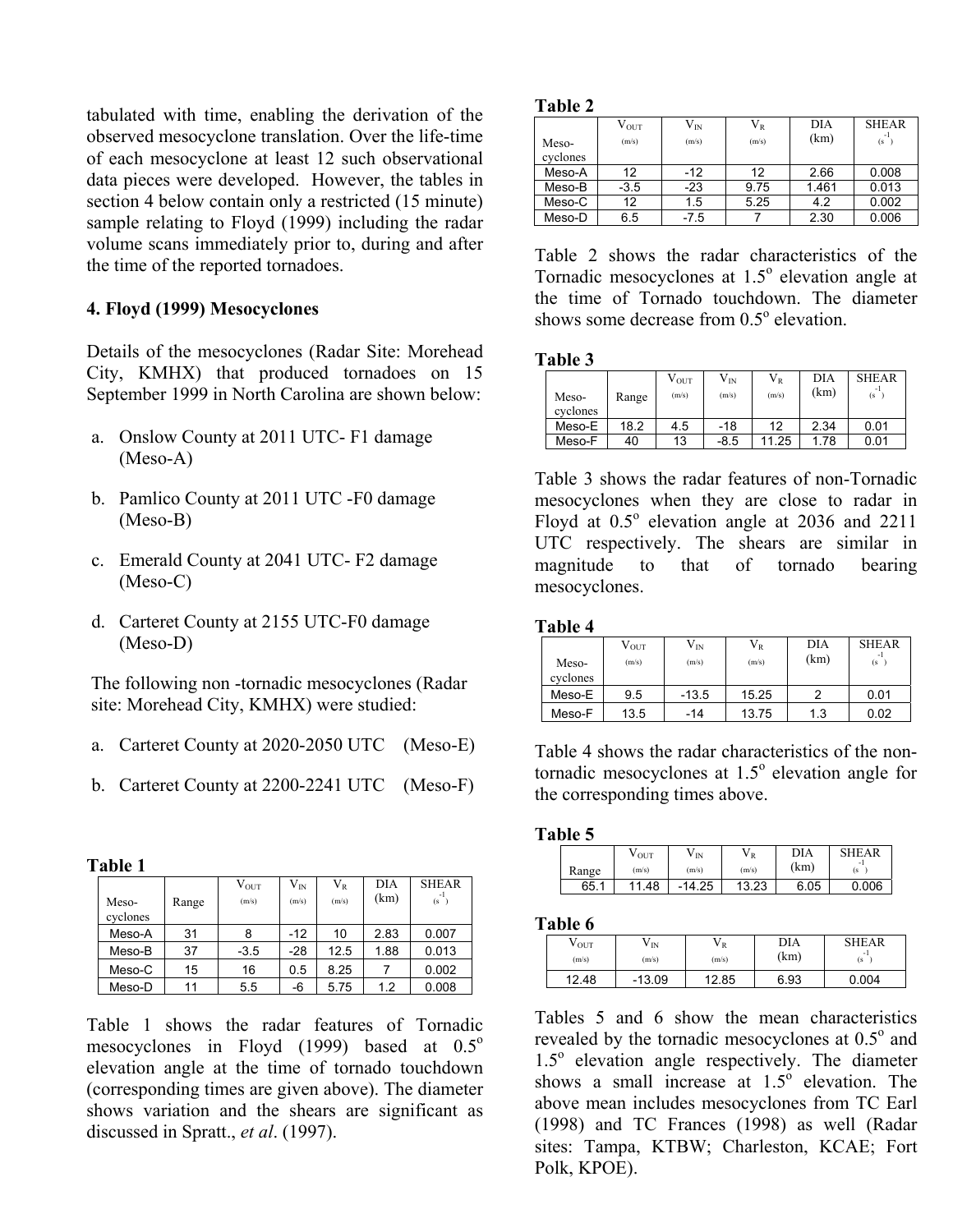tabulated with time, enabling the derivation of the observed mesocyclone translation. Over the life-time of each mesocyclone at least 12 such observational data pieces were developed. However, the tables in section 4 below contain only a restricted (15 minute) sample relating to Floyd (1999) including the radar volume scans immediately prior to, during and after the time of the reported tornadoes.

## 4. Floyd (1999) Mesocyclones

Details of the mesocyclones (Radar Site: Morehead City, KMHX) that produced tornadoes on 15 September 1999 in North Carolina are shown below:

a. Onslow County at 2011 UTC- F1 damage (Meso-A)

b. Pamlico County at 2011 UTC -F0 damage (Meso-B)

c. Emerald County at 2041 UTC- F2 damage (Meso-C)

d. Carteret County at 2155 UTC-F0 damage (Meso-D)

The following non -tornadic mesocyclones (Radar site: Morehead City, KMHX) were studied:

a. Carteret County at 2020-2050 UTC (Meso-E)

b. Carteret County at 2200-2241 UTC (Meso-F)

**Table 1**

| Meso-cyclones | Range | $V_{OUT}$ (m/s) | $V_{IN}$ (m/s) | $V_R$ (m/s) | DIA (km) | SHEAR ($s^{-1}$) |
|---|---|---|---|---|---|---|
| Meso-A | 31 | 8 | -12 | 10 | 2.83 | 0.007 |
| Meso-B | 37 | -3.5 | -28 | 12.5 | 1.88 | 0.013 |
| Meso-C | 15 | 16 | 0.5 | 8.25 | 7 | 0.002 |
| Meso-D | 11 | 5.5 | -6 | 5.75 | 1.2 | 0.008 |

Table 1 shows the radar features of Tornadic mesocyclones in Floyd (1999) based at 0.5$^o$ elevation angle at the time of tornado touchdown (corresponding times are given above). The diameter shows variation and the shears are significant as discussed in Spratt., *et al*. (1997).

**Table 2**

| Meso-cyclones | $V_{OUT}$ (m/s) | $V_{IN}$ (m/s) | $V_R$ (m/s) | DIA (km) | SHEAR ($s^{-1}$) |
|---|---|---|---|---|---|
| Meso-A | 12 | -12 | 12 | 2.66 | 0.008 |
| Meso-B | -3.5 | -23 | 9.75 | 1.461 | 0.013 |
| Meso-C | 12 | 1.5 | 5.25 | 4.2 | 0.002 |
| Meso-D | 6.5 | -7.5 | 7 | 2.30 | 0.006 |

Table 2 shows the radar characteristics of the Tornadic mesocyclones at 1.5$^o$ elevation angle at the time of Tornado touchdown. The diameter shows some decrease from 0.5$^o$ elevation.

**Table 3**

| Meso-cyclones | Range | $V_{OUT}$ (m/s) | $V_{IN}$ (m/s) | $V_R$ (m/s) | DIA (km) | SHEAR ($s^{-1}$) |
|---|---|---|---|---|---|---|
| Meso-E | 18.2 | 4.5 | -18 | 12 | 2.34 | 0.01 |
| Meso-F | 40 | 13 | -8.5 | 11.25 | 1.78 | 0.01 |

Table 3 shows the radar features of non-Tornadic mesocyclones when they are close to radar in Floyd at 0.5$^o$ elevation angle at 2036 and 2211 UTC respectively. The shears are similar in magnitude to that of tornado bearing mesocyclones.

**Table 4**

| Meso-cyclones | $V_{OUT}$ (m/s) | $V_{IN}$ (m/s) | $V_R$ (m/s) | DIA (km) | SHEAR ($s^{-1}$) |
|---|---|---|---|---|---|
| Meso-E | 9.5 | -13.5 | 15.25 | 2 | 0.01 |
| Meso-F | 13.5 | -14 | 13.75 | 1.3 | 0.02 |

Table 4 shows the radar characteristics of the non-tornadic mesocyclones at 1.5$^o$ elevation angle for the corresponding times above.

**Table 5**

| Range | $V_{OUT}$ (m/s) | $V_{IN}$ (m/s) | $V_R$ (m/s) | DIA (km) | SHEAR ($s^{-1}$) |
|---|---|---|---|---|---|
| 65.1 | 11.48 | -14.25 | 13.23 | 6.05 | 0.006 |

**Table 6**

| $V_{OUT}$ (m/s) | $V_{IN}$ (m/s) | $V_R$ (m/s) | DIA (km) | SHEAR ($s^{-1}$) |
|---|---|---|---|---|
| 12.48 | -13.09 | 12.85 | 6.93 | 0.004 |

Tables 5 and 6 show the mean characteristics revealed by the tornadic mesocyclones at 0.5$^o$ and 1.5$^o$ elevation angle respectively. The diameter shows a small increase at 1.5$^o$ elevation. The above mean includes mesocyclones from TC Earl (1998) and TC Frances (1998) as well (Radar sites: Tampa, KTBW; Charleston, KCAE; Fort Polk, KPOE).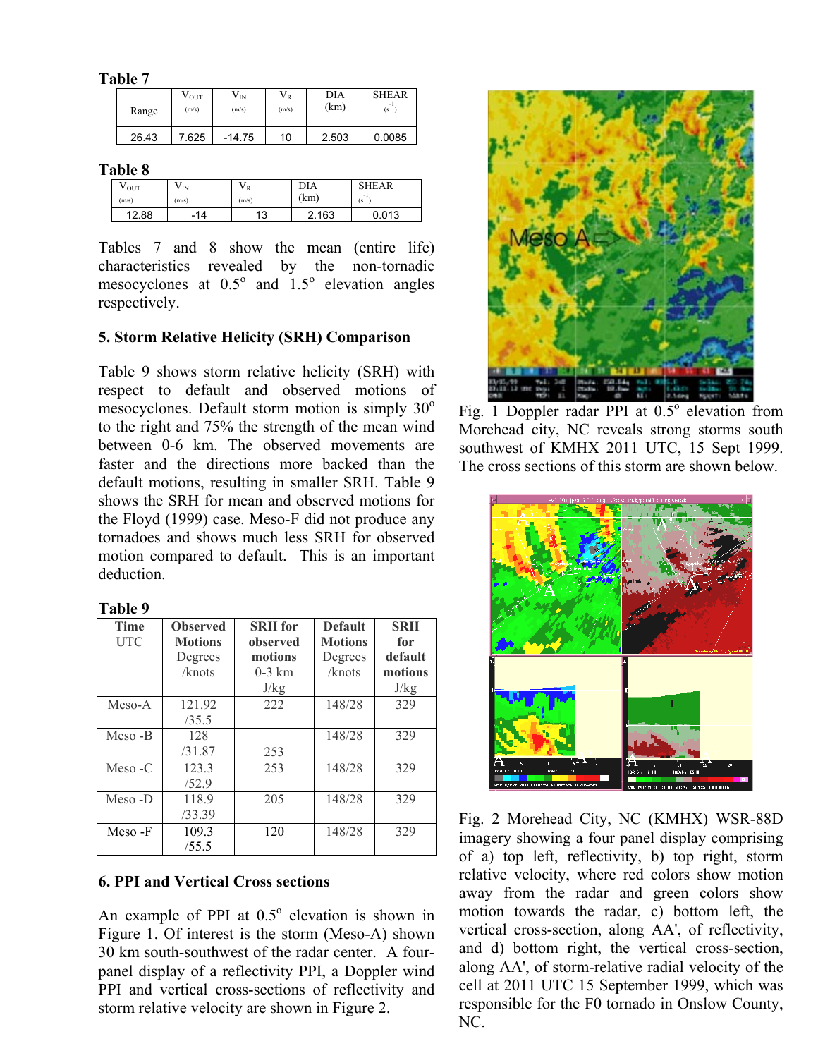**Table 7**

| Range | $V_{OUT}$ (m/s) | $V_{IN}$ (m/s) | $V_R$ (m/s) | DIA (km) | SHEAR ($s^{-1}$) |
|---|---|---|---|---|---|
| 26.43 | 7.625 | -14.75 | 10 | 2.503 | 0.0085 |

**Table 8**

| $V_{OUT}$ (m/s) | $V_{IN}$ (m/s) | $V_R$ (m/s) | DIA (km) | SHEAR ($s^{-1}$) |
|---|---|---|---|---|
| 12.88 | -14 | 13 | 2.163 | 0.013 |

Tables 7 and 8 show the mean (entire life) characteristics revealed by the non-tornadic mesocyclones at 0.5° and 1.5° elevation angles respectively.

## 5. Storm Relative Helicity (SRH) Comparison

Table 9 shows storm relative helicity (SRH) with respect to default and observed motions of mesocyclones. Default storm motion is simply 30° to the right and 75% the strength of the mean wind between 0-6 km. The observed movements are faster and the directions more backed than the default motions, resulting in smaller SRH. Table 9 shows the SRH for mean and observed motions for the Floyd (1999) case. Meso-F did not produce any tornadoes and shows much less SRH for observed motion compared to default. This is an important deduction.

**Table 9**

| Time UTC | Observed Motions Degrees /knots | SRH for observed motions 0-3 km J/kg | Default Motions Degrees /knots | SRH for default motions J/kg |
|---|---|---|---|---|
| Meso-A | 121.92 /35.5 | 222 | 148/28 | 329 |
| Meso -B | 128 /31.87 | 253 | 148/28 | 329 |
| Meso -C | 123.3 /52.9 | 253 | 148/28 | 329 |
| Meso -D | 118.9 /33.39 | 205 | 148/28 | 329 |
| Meso -F | 109.3 /55.5 | 120 | 148/28 | 329 |

## 6. PPI and Vertical Cross sections

An example of PPI at 0.5° elevation is shown in Figure 1. Of interest is the storm (Meso-A) shown 30 km south-southwest of the radar center. A four-panel display of a reflectivity PPI, a Doppler wind PPI and vertical cross-sections of reflectivity and storm relative velocity are shown in Figure 2.

Fig. 1 Doppler radar PPI at 0.5° elevation from Morehead city, NC reveals strong storms south southwest of KMHX 2011 UTC, 15 Sept 1999. The cross sections of this storm are shown below.

Fig. 2 Morehead City, NC (KMHX) WSR-88D imagery showing a four panel display comprising of a) top left, reflectivity, b) top right, storm relative velocity, where red colors show motion away from the radar and green colors show motion towards the radar, c) bottom left, the vertical cross-section, along AA', of reflectivity, and d) bottom right, the vertical cross-section, along AA', of storm-relative radial velocity of the cell at 2011 UTC 15 September 1999, which was responsible for the F0 tornado in Onslow County, NC.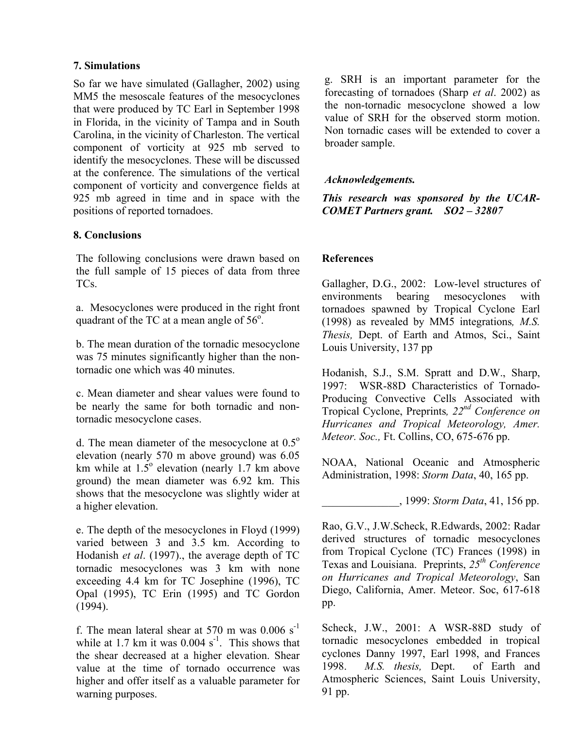## 7. Simulations

So far we have simulated (Gallagher, 2002) using MM5 the mesoscale features of the mesocyclones that were produced by TC Earl in September 1998 in Florida, in the vicinity of Tampa and in South Carolina, in the vicinity of Charleston. The vertical component of vorticity at 925 mb served to identify the mesocyclones. These will be discussed at the conference. The simulations of the vertical component of vorticity and convergence fields at 925 mb agreed in time and in space with the positions of reported tornadoes.

## 8. Conclusions

The following conclusions were drawn based on the full sample of 15 pieces of data from three TCs.

a. Mesocyclones were produced in the right front quadrant of the TC at a mean angle of $56^{o}$.

b. The mean duration of the tornadic mesocyclone was 75 minutes significantly higher than the non-tornadic one which was 40 minutes.

c. Mean diameter and shear values were found to be nearly the same for both tornadic and non-tornadic mesocyclone cases.

d. The mean diameter of the mesocyclone at $0.5^{o}$ elevation (nearly 570 m above ground) was 6.05 km while at $1.5^{o}$ elevation (nearly 1.7 km above ground) the mean diameter was 6.92 km. This shows that the mesocyclone was slightly wider at a higher elevation.

e. The depth of the mesocyclones in Floyd (1999) varied between 3 and 3.5 km. According to Hodanish *et al*. (1997)., the average depth of TC tornadic mesocyclones was 3 km with none exceeding 4.4 km for TC Josephine (1996), TC Opal (1995), TC Erin (1995) and TC Gordon (1994).

f. The mean lateral shear at 570 m was 0.006 $s^{-1}$ while at 1.7 km it was 0.004 $s^{-1}$. This shows that the shear decreased at a higher elevation. Shear value at the time of tornado occurrence was higher and offer itself as a valuable parameter for warning purposes.

g. SRH is an important parameter for the forecasting of tornadoes (Sharp *et al*. 2002) as the non-tornadic mesocyclone showed a low value of SRH for the observed storm motion. Non tornadic cases will be extended to cover a broader sample.

***Acknowledgements.***

***This research was sponsored by the UCAR-COMET Partners grant. SO2 – 32807***

## References

Gallagher, D.G., 2002: Low-level structures of environments bearing mesocyclones with tornadoes spawned by Tropical Cyclone Earl (1998) as revealed by MM5 integrations*, M.S. Thesis,* Dept. of Earth and Atmos, Sci., Saint Louis University, 137 pp

Hodanish, S.J., S.M. Spratt and D.W., Sharp, 1997: WSR-88D Characteristics of Tornado-Producing Convective Cells Associated with Tropical Cyclone, Preprints*, 22nd Conference on Hurricanes and Tropical Meteorology, Amer. Meteor. Soc.,* Ft. Collins, CO, 675-676 pp.

NOAA, National Oceanic and Atmospheric Administration, 1998: *Storm Data*, 40, 165 pp.

______________, 1999: *Storm Data*, 41, 156 pp.

Rao, G.V., J.W.Scheck, R.Edwards, 2002: Radar derived structures of tornadic mesocyclones from Tropical Cyclone (TC) Frances (1998) in Texas and Louisiana. Preprints, *25th Conference on Hurricanes and Tropical Meteorology*, San Diego, California, Amer. Meteor. Soc, 617-618 pp.

Scheck, J.W., 2001: A WSR-88D study of tornadic mesocyclones embedded in tropical cyclones Danny 1997, Earl 1998, and Frances 1998. *M.S. thesis,* Dept. of Earth and Atmospheric Sciences, Saint Louis University, 91 pp.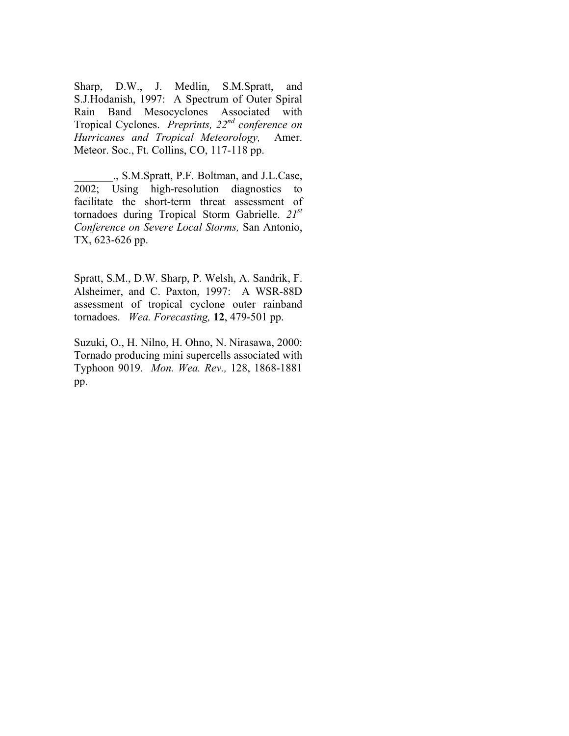Sharp, D.W., J. Medlin, S.M.Spratt, and S.J.Hodanish, 1997: A Spectrum of Outer Spiral Rain Band Mesocyclones Associated with Tropical Cyclones. *Preprints, 22nd conference on Hurricanes and Tropical Meteorology,* Amer. Meteor. Soc., Ft. Collins, CO, 117-118 pp.

_______., S.M.Spratt, P.F. Boltman, and J.L.Case, 2002; Using high-resolution diagnostics to facilitate the short-term threat assessment of tornadoes during Tropical Storm Gabrielle. *21st Conference on Severe Local Storms,* San Antonio, TX, 623-626 pp.

Spratt, S.M., D.W. Sharp, P. Welsh, A. Sandrik, F. Alsheimer, and C. Paxton, 1997: A WSR-88D assessment of tropical cyclone outer rainband tornadoes. *Wea. Forecasting,* **12**, 479-501 pp.

Suzuki, O., H. Nilno, H. Ohno, N. Nirasawa, 2000: Tornado producing mini supercells associated with Typhoon 9019. *Mon. Wea. Rev.,* 128, 1868-1881 pp.